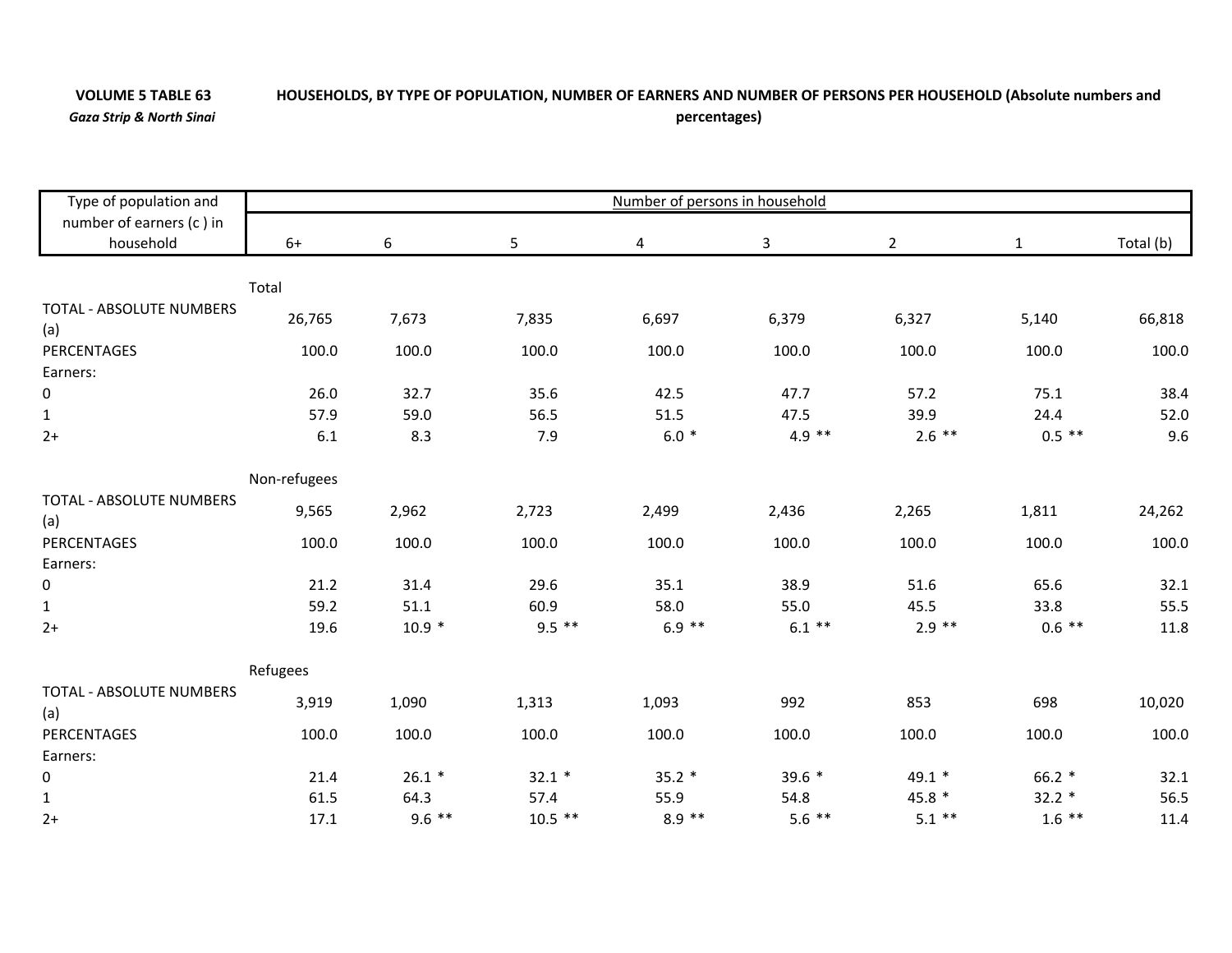**VOLUME 5 TABLE 63**
*Gaza Strip & North Sinai*

**HOUSEHOLDS, BY TYPE OF POPULATION, NUMBER OF EARNERS AND NUMBER OF PERSONS PER HOUSEHOLD (Absolute numbers and percentages)**

| Type of population and number of earners (c ) in household | Number of persons in household | | | | | | | |
|---|---|---|---|---|---|---|---|---|
| | 6+ | 6 | 5 | 4 | 3 | 2 | 1 | Total (b) |
| | Total | | | | | | | |
| TOTAL - ABSOLUTE NUMBERS (a) | 26,765 | 7,673 | 7,835 | 6,697 | 6,379 | 6,327 | 5,140 | 66,818 |
| PERCENTAGES | 100.0 | 100.0 | 100.0 | 100.0 | 100.0 | 100.0 | 100.0 | 100.0 |
| Earners: | | | | | | | | |
| 0 | 26.0 | 32.7 | 35.6 | 42.5 | 47.7 | 57.2 | 75.1 | 38.4 |
| 1 | 57.9 | 59.0 | 56.5 | 51.5 | 47.5 | 39.9 | 24.4 | 52.0 |
| 2+ | 6.1 | 8.3 | 7.9 | 6.0 * | 4.9 ** | 2.6 ** | 0.5 ** | 9.6 |
| | Non-refugees | | | | | | | |
| TOTAL - ABSOLUTE NUMBERS (a) | 9,565 | 2,962 | 2,723 | 2,499 | 2,436 | 2,265 | 1,811 | 24,262 |
| PERCENTAGES | 100.0 | 100.0 | 100.0 | 100.0 | 100.0 | 100.0 | 100.0 | 100.0 |
| Earners: | | | | | | | | |
| 0 | 21.2 | 31.4 | 29.6 | 35.1 | 38.9 | 51.6 | 65.6 | 32.1 |
| 1 | 59.2 | 51.1 | 60.9 | 58.0 | 55.0 | 45.5 | 33.8 | 55.5 |
| 2+ | 19.6 | 10.9 * | 9.5 ** | 6.9 ** | 6.1 ** | 2.9 ** | 0.6 ** | 11.8 |
| | Refugees | | | | | | | |
| TOTAL - ABSOLUTE NUMBERS (a) | 3,919 | 1,090 | 1,313 | 1,093 | 992 | 853 | 698 | 10,020 |
| PERCENTAGES | 100.0 | 100.0 | 100.0 | 100.0 | 100.0 | 100.0 | 100.0 | 100.0 |
| Earners: | | | | | | | | |
| 0 | 21.4 | 26.1 * | 32.1 * | 35.2 * | 39.6 * | 49.1 * | 66.2 * | 32.1 |
| 1 | 61.5 | 64.3 | 57.4 | 55.9 | 54.8 | 45.8 * | 32.2 * | 56.5 |
| 2+ | 17.1 | 9.6 ** | 10.5 ** | 8.9 ** | 5.6 ** | 5.1 ** | 1.6 ** | 11.4 |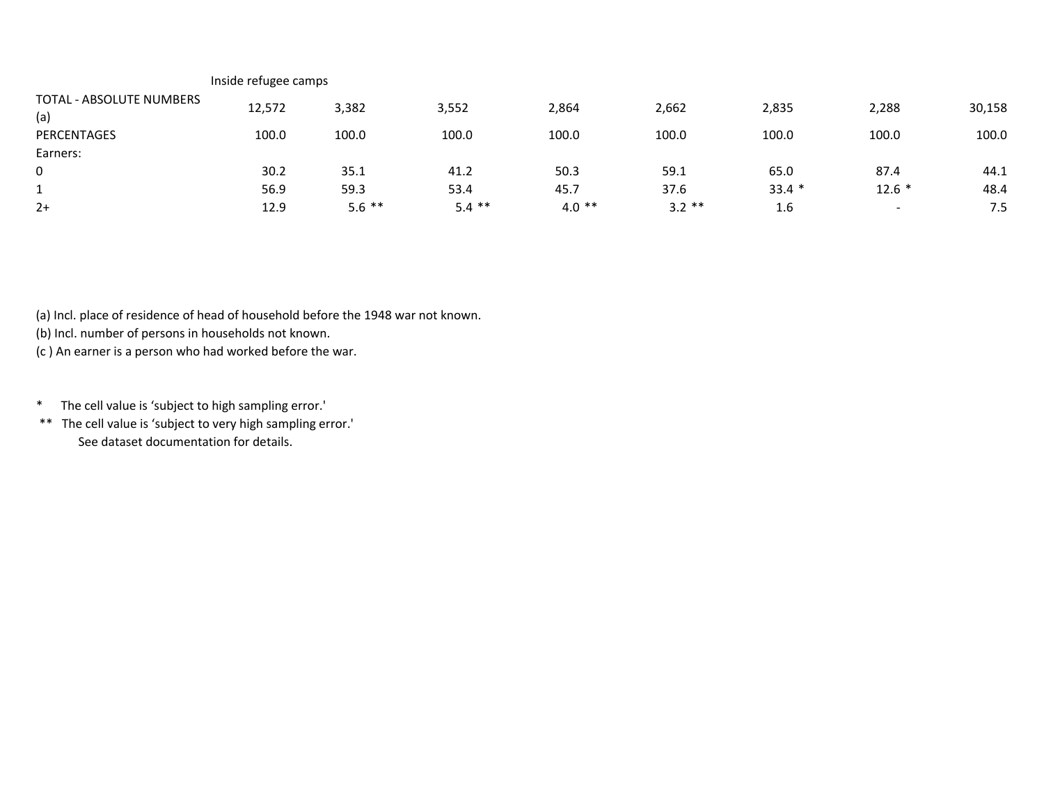| | | | | | | | | |
|---|---|---|---|---|---|---|---|---|
| | Inside refugee camps | | | | | | | |
| TOTAL - ABSOLUTE NUMBERS (a) | 12,572 | 3,382 | 3,552 | 2,864 | 2,662 | 2,835 | 2,288 | 30,158 |
| PERCENTAGES | 100.0 | 100.0 | 100.0 | 100.0 | 100.0 | 100.0 | 100.0 | 100.0 |
| Earners: | | | | | | | | |
| 0 | 30.2 | 35.1 | 41.2 | 50.3 | 59.1 | 65.0 | 87.4 | 44.1 |
| 1 | 56.9 | 59.3 | 53.4 | 45.7 | 37.6 | 33.4 * | 12.6 * | 48.4 |
| 2+ | 12.9 | 5.6 ** | 5.4 ** | 4.0 ** | 3.2 ** | 1.6 | - | 7.5 |

(a) Incl. place of residence of head of household before the 1948 war not known.
(b) Incl. number of persons in households not known.
(c ) An earner is a person who had worked before the war.

\* The cell value is 'subject to high sampling error.'
\*\* The cell value is 'subject to very high sampling error.'
See dataset documentation for details.